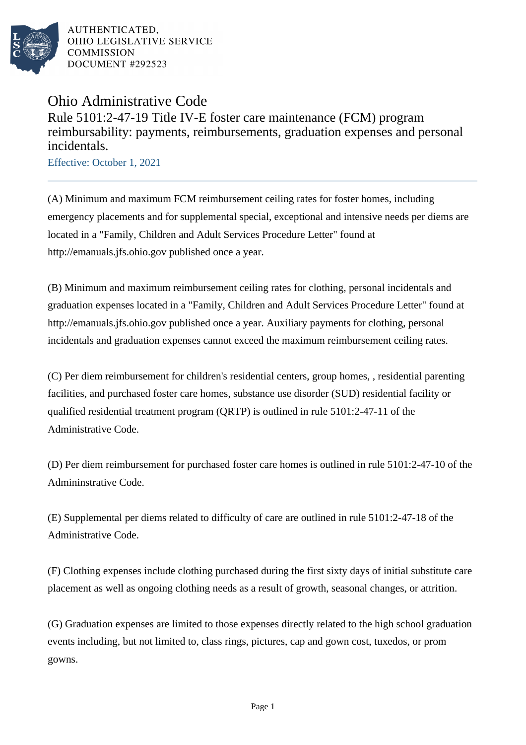AUTHENTICATED,
OHIO LEGISLATIVE SERVICE
COMMISSION
DOCUMENT #292523

# Ohio Administrative Code

## Rule 5101:2-47-19 Title IV-E foster care maintenance (FCM) program reimbursability: payments, reimbursements, graduation expenses and personal incidentals.

Effective: October 1, 2021

(A) Minimum and maximum FCM reimbursement ceiling rates for foster homes, including emergency placements and for supplemental special, exceptional and intensive needs per diems are located in a "Family, Children and Adult Services Procedure Letter" found at http://emanuals.jfs.ohio.gov published once a year.

(B) Minimum and maximum reimbursement ceiling rates for clothing, personal incidentals and graduation expenses located in a "Family, Children and Adult Services Procedure Letter" found at http://emanuals.jfs.ohio.gov published once a year. Auxiliary payments for clothing, personal incidentals and graduation expenses cannot exceed the maximum reimbursement ceiling rates.

(C) Per diem reimbursement for children's residential centers, group homes, , residential parenting facilities, and purchased foster care homes, substance use disorder (SUD) residential facility or qualified residential treatment program (QRTP) is outlined in rule 5101:2-47-11 of the Administrative Code.

(D) Per diem reimbursement for purchased foster care homes is outlined in rule 5101:2-47-10 of the Admininstrative Code.

(E) Supplemental per diems related to difficulty of care are outlined in rule 5101:2-47-18 of the Administrative Code.

(F) Clothing expenses include clothing purchased during the first sixty days of initial substitute care placement as well as ongoing clothing needs as a result of growth, seasonal changes, or attrition.

(G) Graduation expenses are limited to those expenses directly related to the high school graduation events including, but not limited to, class rings, pictures, cap and gown cost, tuxedos, or prom gowns.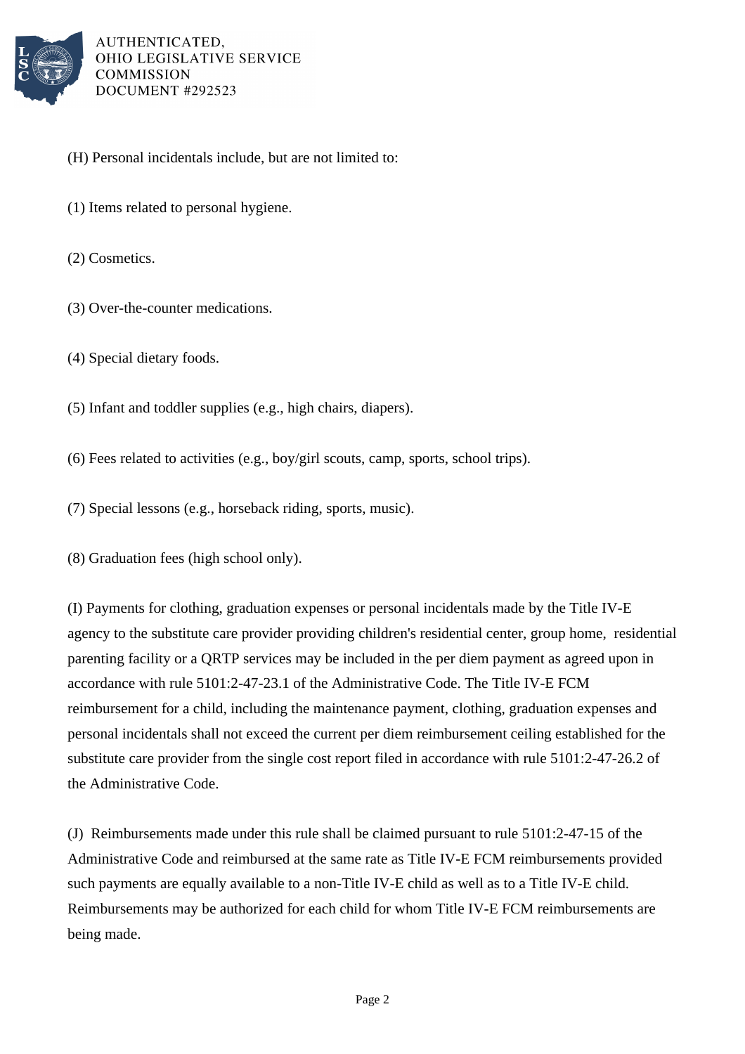(H) Personal incidentals include, but are not limited to:

(1) Items related to personal hygiene.

(2) Cosmetics.

(3) Over-the-counter medications.

(4) Special dietary foods.

(5) Infant and toddler supplies (e.g., high chairs, diapers).

(6) Fees related to activities (e.g., boy/girl scouts, camp, sports, school trips).

(7) Special lessons (e.g., horseback riding, sports, music).

(8) Graduation fees (high school only).

(I) Payments for clothing, graduation expenses or personal incidentals made by the Title IV-E agency to the substitute care provider providing children's residential center, group home, residential parenting facility or a QRTP services may be included in the per diem payment as agreed upon in accordance with rule 5101:2-47-23.1 of the Administrative Code. The Title IV-E FCM reimbursement for a child, including the maintenance payment, clothing, graduation expenses and personal incidentals shall not exceed the current per diem reimbursement ceiling established for the substitute care provider from the single cost report filed in accordance with rule 5101:2-47-26.2 of the Administrative Code.

(J) Reimbursements made under this rule shall be claimed pursuant to rule 5101:2-47-15 of the Administrative Code and reimbursed at the same rate as Title IV-E FCM reimbursements provided such payments are equally available to a non-Title IV-E child as well as to a Title IV-E child. Reimbursements may be authorized for each child for whom Title IV-E FCM reimbursements are being made.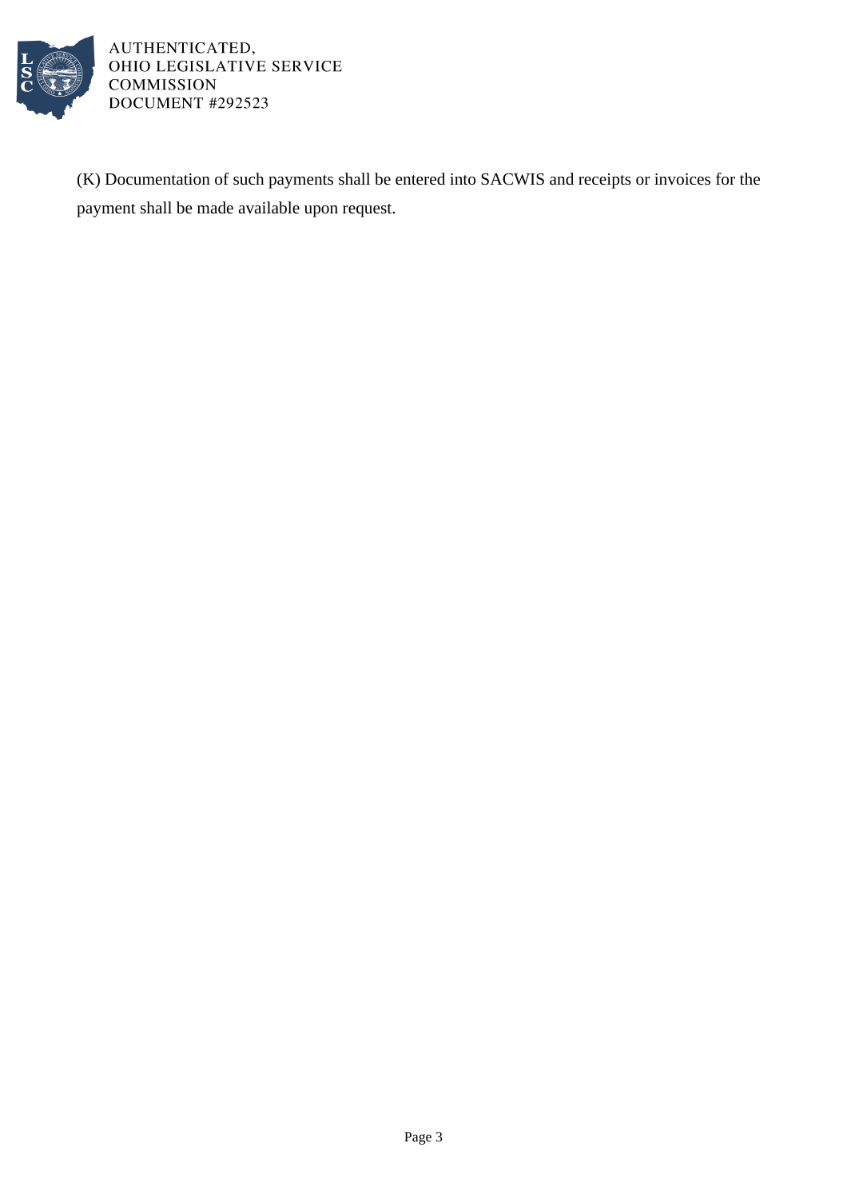(K) Documentation of such payments shall be entered into SACWIS and receipts or invoices for the payment shall be made available upon request.